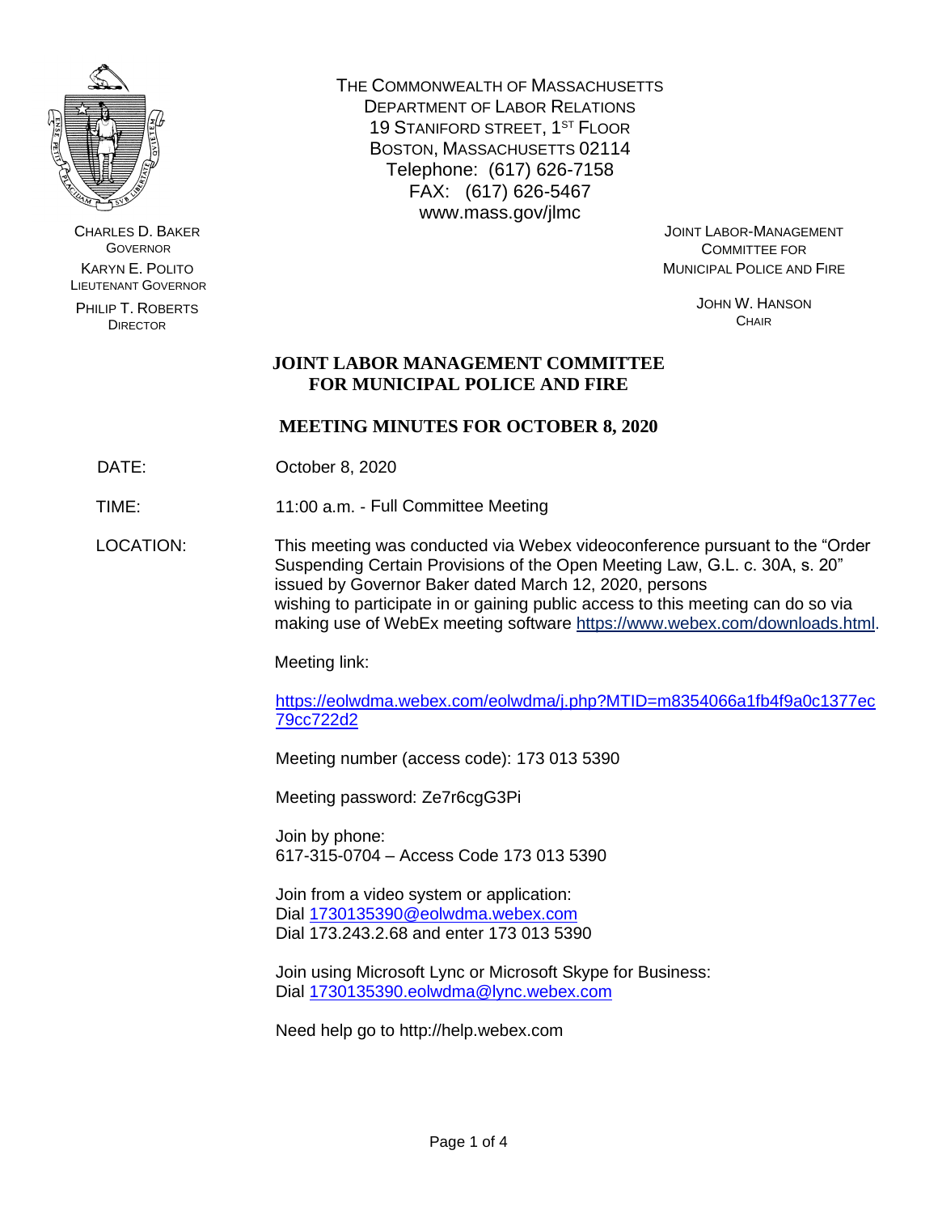CHARLES D. BAKER
GOVERNOR

KARYN E. POLITO
LIEUTENANT GOVERNOR

PHILIP T. ROBERTS
DIRECTOR

THE COMMONWEALTH OF MASSACHUSETTS
DEPARTMENT OF LABOR RELATIONS
19 STANIFORD STREET, 1ST FLOOR
BOSTON, MASSACHUSETTS 02114
Telephone: (617) 626-7158
FAX: (617) 626-5467
www.mass.gov/jlmc

JOINT LABOR-MANAGEMENT
COMMITTEE FOR
MUNICIPAL POLICE AND FIRE

JOHN W. HANSON
CHAIR

# JOINT LABOR MANAGEMENT COMMITTEE FOR MUNICIPAL POLICE AND FIRE

## MEETING MINUTES FOR OCTOBER 8, 2020

DATE: October 8, 2020

TIME: 11:00 a.m. - Full Committee Meeting

LOCATION: This meeting was conducted via Webex videoconference pursuant to the "Order Suspending Certain Provisions of the Open Meeting Law, G.L. c. 30A, s. 20" issued by Governor Baker dated March 12, 2020, persons wishing to participate in or gaining public access to this meeting can do so via making use of WebEx meeting software https://www.webex.com/downloads.html.

Meeting link:

https://eolwdma.webex.com/eolwdma/j.php?MTID=m8354066a1fb4f9a0c1377ec79cc722d2

Meeting number (access code): 173 013 5390

Meeting password: Ze7r6cgG3Pi

Join by phone:
617-315-0704 – Access Code 173 013 5390

Join from a video system or application:
Dial 1730135390@eolwdma.webex.com
Dial 173.243.2.68 and enter 173 013 5390

Join using Microsoft Lync or Microsoft Skype for Business:
Dial 1730135390.eolwdma@lync.webex.com

Need help go to http://help.webex.com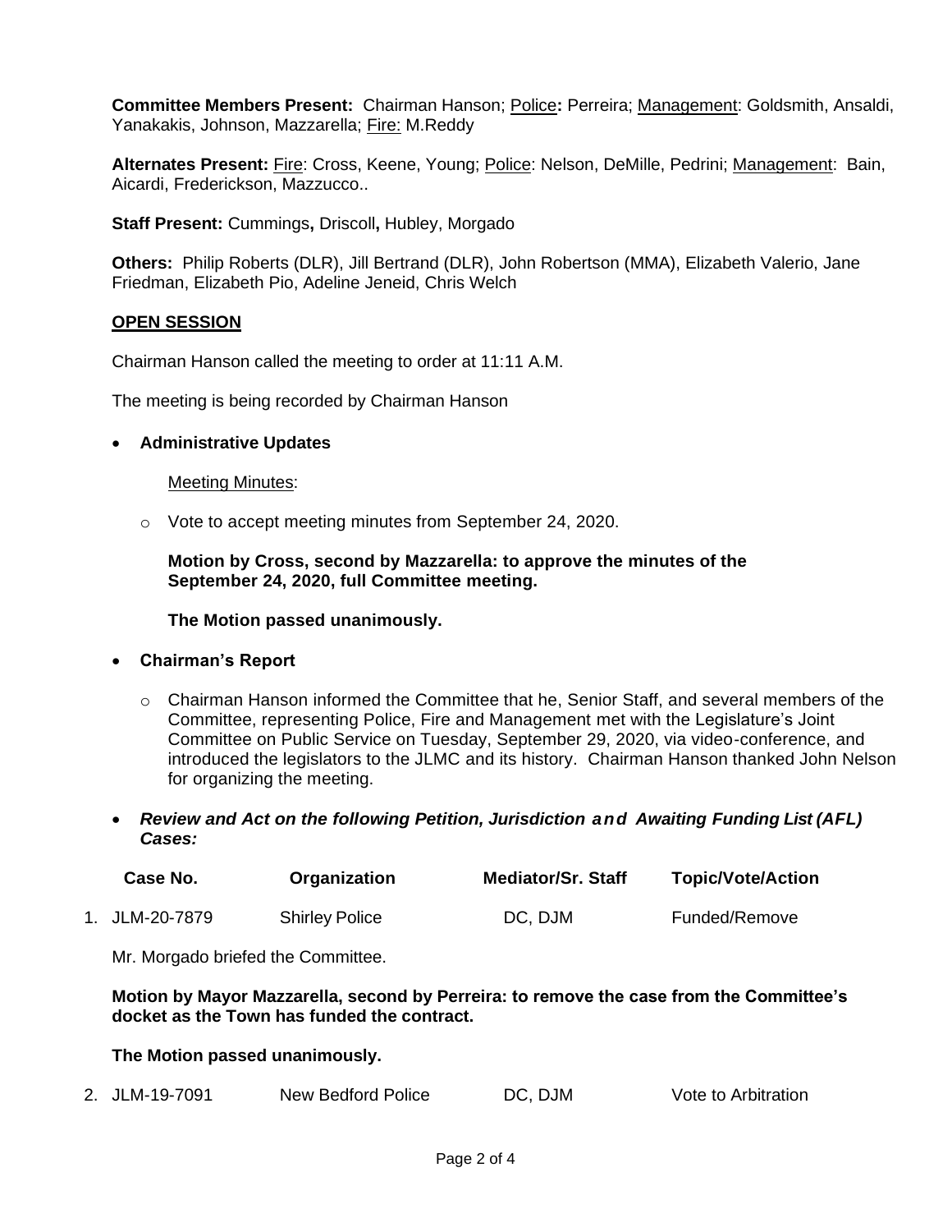**Committee Members Present:** Chairman Hanson; Police**:** Perreira; Management: Goldsmith, Ansaldi, Yanakakis, Johnson, Mazzarella; Fire: M.Reddy

**Alternates Present:** Fire: Cross, Keene, Young; Police: Nelson, DeMille, Pedrini; Management: Bain, Aicardi, Frederickson, Mazzucco..

**Staff Present:** Cummings**,** Driscoll**,** Hubley, Morgado

**Others:** Philip Roberts (DLR), Jill Bertrand (DLR), John Robertson (MMA), Elizabeth Valerio, Jane Friedman, Elizabeth Pio, Adeline Jeneid, Chris Welch

**OPEN SESSION**

Chairman Hanson called the meeting to order at 11:11 A.M.

The meeting is being recorded by Chairman Hanson

- **Administrative Updates**

  Meeting Minutes:

  - Vote to accept meeting minutes from September 24, 2020.

  **Motion by Cross, second by Mazzarella: to approve the minutes of the September 24, 2020, full Committee meeting.**

  **The Motion passed unanimously.**

- **Chairman's Report**

  - Chairman Hanson informed the Committee that he, Senior Staff, and several members of the Committee, representing Police, Fire and Management met with the Legislature's Joint Committee on Public Service on Tuesday, September 29, 2020, via video-conference, and introduced the legislators to the JLMC and its history. Chairman Hanson thanked John Nelson for organizing the meeting.

- ***Review and Act on the following Petition, Jurisdiction and Awaiting Funding List (AFL) Cases:***

| Case No. | Organization | Mediator/Sr. Staff | Topic/Vote/Action |
|---|---|---|---|
| 1. JLM-20-7879 | Shirley Police | DC, DJM | Funded/Remove |

Mr. Morgado briefed the Committee.

**Motion by Mayor Mazzarella, second by Perreira: to remove the case from the Committee's docket as the Town has funded the contract.**

**The Motion passed unanimously.**

| Case No. | Organization | Mediator/Sr. Staff | Topic/Vote/Action |
|---|---|---|---|
| 2. JLM-19-7091 | New Bedford Police | DC, DJM | Vote to Arbitration |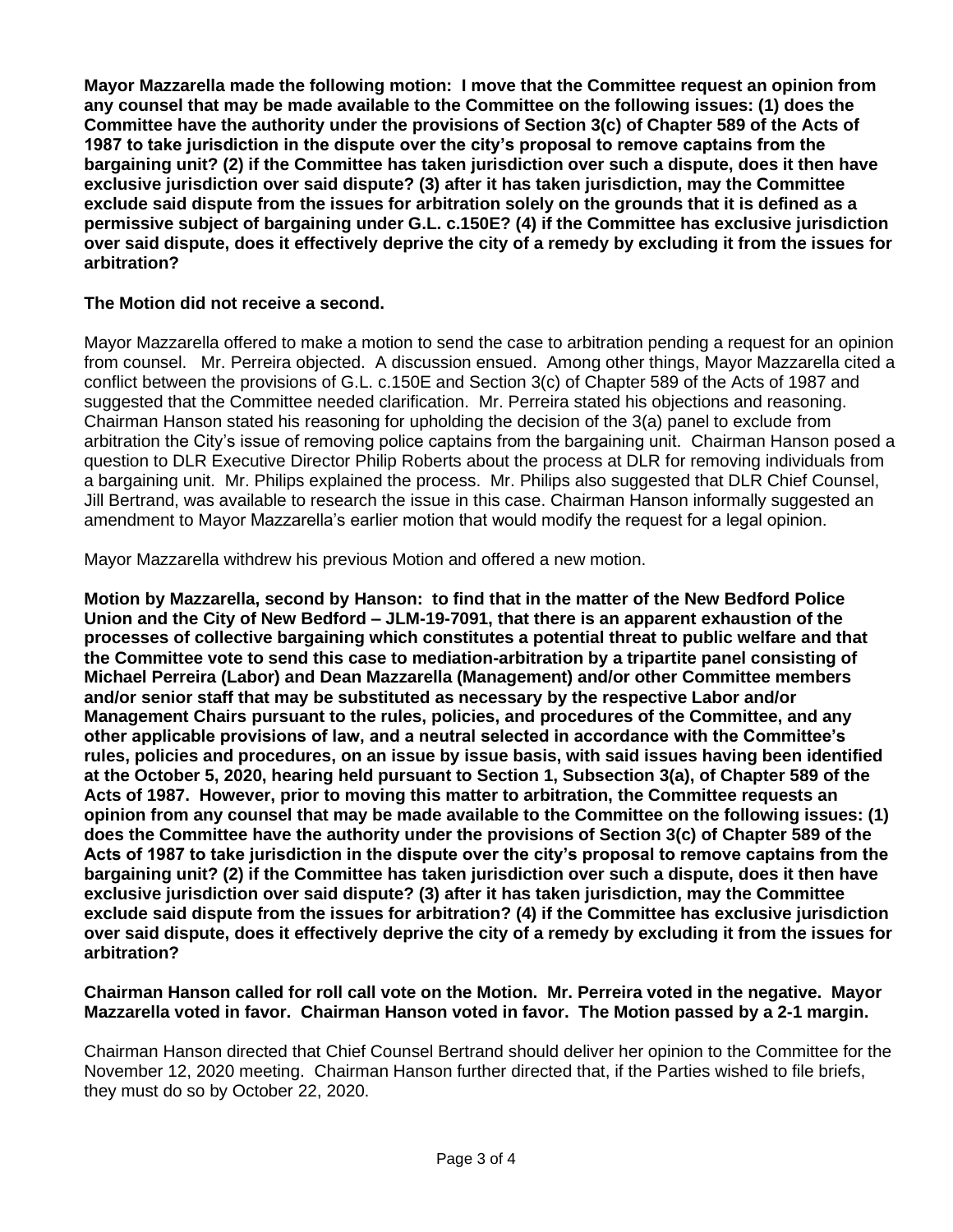**Mayor Mazzarella made the following motion: I move that the Committee request an opinion from any counsel that may be made available to the Committee on the following issues: (1) does the Committee have the authority under the provisions of Section 3(c) of Chapter 589 of the Acts of 1987 to take jurisdiction in the dispute over the city's proposal to remove captains from the bargaining unit? (2) if the Committee has taken jurisdiction over such a dispute, does it then have exclusive jurisdiction over said dispute? (3) after it has taken jurisdiction, may the Committee exclude said dispute from the issues for arbitration solely on the grounds that it is defined as a permissive subject of bargaining under G.L. c.150E? (4) if the Committee has exclusive jurisdiction over said dispute, does it effectively deprive the city of a remedy by excluding it from the issues for arbitration?**

**The Motion did not receive a second.**

Mayor Mazzarella offered to make a motion to send the case to arbitration pending a request for an opinion from counsel. Mr. Perreira objected. A discussion ensued. Among other things, Mayor Mazzarella cited a conflict between the provisions of G.L. c.150E and Section 3(c) of Chapter 589 of the Acts of 1987 and suggested that the Committee needed clarification. Mr. Perreira stated his objections and reasoning. Chairman Hanson stated his reasoning for upholding the decision of the 3(a) panel to exclude from arbitration the City's issue of removing police captains from the bargaining unit. Chairman Hanson posed a question to DLR Executive Director Philip Roberts about the process at DLR for removing individuals from a bargaining unit. Mr. Philips explained the process. Mr. Philips also suggested that DLR Chief Counsel, Jill Bertrand, was available to research the issue in this case. Chairman Hanson informally suggested an amendment to Mayor Mazzarella's earlier motion that would modify the request for a legal opinion.

Mayor Mazzarella withdrew his previous Motion and offered a new motion.

**Motion by Mazzarella, second by Hanson: to find that in the matter of the New Bedford Police Union and the City of New Bedford – JLM-19-7091, that there is an apparent exhaustion of the processes of collective bargaining which constitutes a potential threat to public welfare and that the Committee vote to send this case to mediation-arbitration by a tripartite panel consisting of Michael Perreira (Labor) and Dean Mazzarella (Management) and/or other Committee members and/or senior staff that may be substituted as necessary by the respective Labor and/or Management Chairs pursuant to the rules, policies, and procedures of the Committee, and any other applicable provisions of law, and a neutral selected in accordance with the Committee's rules, policies and procedures, on an issue by issue basis, with said issues having been identified at the October 5, 2020, hearing held pursuant to Section 1, Subsection 3(a), of Chapter 589 of the Acts of 1987. However, prior to moving this matter to arbitration, the Committee requests an opinion from any counsel that may be made available to the Committee on the following issues: (1) does the Committee have the authority under the provisions of Section 3(c) of Chapter 589 of the Acts of 1987 to take jurisdiction in the dispute over the city's proposal to remove captains from the bargaining unit? (2) if the Committee has taken jurisdiction over such a dispute, does it then have exclusive jurisdiction over said dispute? (3) after it has taken jurisdiction, may the Committee exclude said dispute from the issues for arbitration? (4) if the Committee has exclusive jurisdiction over said dispute, does it effectively deprive the city of a remedy by excluding it from the issues for arbitration?**

**Chairman Hanson called for roll call vote on the Motion. Mr. Perreira voted in the negative. Mayor Mazzarella voted in favor. Chairman Hanson voted in favor. The Motion passed by a 2-1 margin.**

Chairman Hanson directed that Chief Counsel Bertrand should deliver her opinion to the Committee for the November 12, 2020 meeting. Chairman Hanson further directed that, if the Parties wished to file briefs, they must do so by October 22, 2020.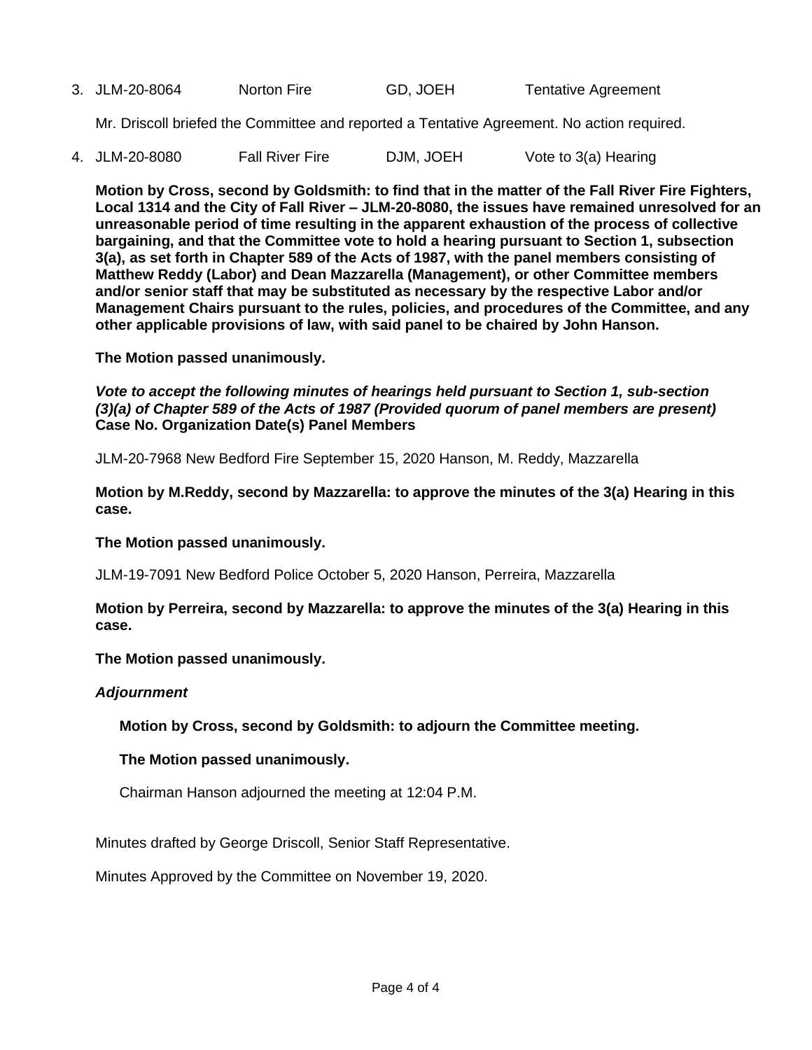3. JLM-20-8064 Norton Fire GD, JOEH Tentative Agreement

   Mr. Driscoll briefed the Committee and reported a Tentative Agreement. No action required.

4. JLM-20-8080 Fall River Fire DJM, JOEH Vote to 3(a) Hearing

   **Motion by Cross, second by Goldsmith: to find that in the matter of the Fall River Fire Fighters, Local 1314 and the City of Fall River – JLM-20-8080, the issues have remained unresolved for an unreasonable period of time resulting in the apparent exhaustion of the process of collective bargaining, and that the Committee vote to hold a hearing pursuant to Section 1, subsection 3(a), as set forth in Chapter 589 of the Acts of 1987, with the panel members consisting of Matthew Reddy (Labor) and Dean Mazzarella (Management), or other Committee members and/or senior staff that may be substituted as necessary by the respective Labor and/or Management Chairs pursuant to the rules, policies, and procedures of the Committee, and any other applicable provisions of law, with said panel to be chaired by John Hanson.**

   **The Motion passed unanimously.**

***Vote to accept the following minutes of hearings held pursuant to Section 1, sub-section (3)(a) of Chapter 589 of the Acts of 1987 (Provided quorum of panel members are present)***
**Case No. Organization Date(s) Panel Members**

JLM-20-7968 New Bedford Fire September 15, 2020 Hanson, M. Reddy, Mazzarella

**Motion by M.Reddy, second by Mazzarella: to approve the minutes of the 3(a) Hearing in this case.**

**The Motion passed unanimously.**

JLM-19-7091 New Bedford Police October 5, 2020 Hanson, Perreira, Mazzarella

**Motion by Perreira, second by Mazzarella: to approve the minutes of the 3(a) Hearing in this case.**

**The Motion passed unanimously.**

***Adjournment***

**Motion by Cross, second by Goldsmith: to adjourn the Committee meeting.**

**The Motion passed unanimously.**

Chairman Hanson adjourned the meeting at 12:04 P.M.

Minutes drafted by George Driscoll, Senior Staff Representative.

Minutes Approved by the Committee on November 19, 2020.